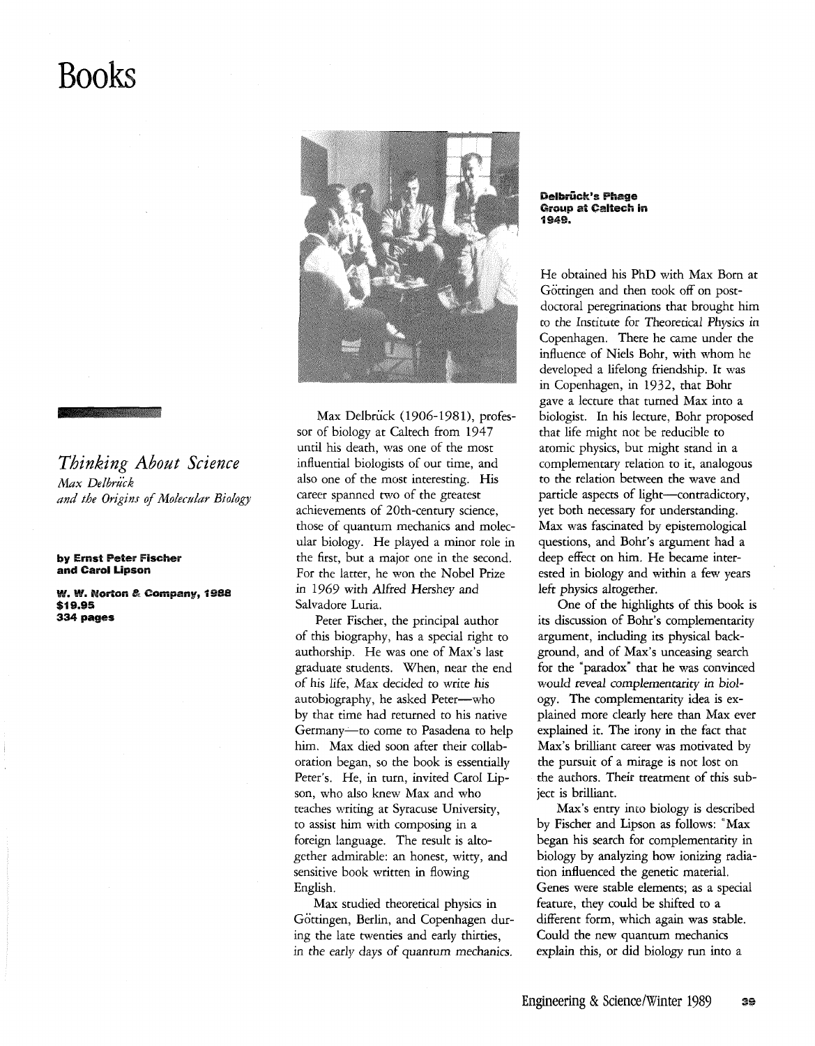# Books

*Thinking About Science*
*Max Delbrück and the Origins of Molecular Biology*

**by Ernst Peter Fischer and Carol Lipson**

**W. W. Norton & Company, 1988**
**$19.95**
**334 pages**

**Delbrück's Phage Group at Caltech in 1949.**

Max Delbrück (1906-1981), professor of biology at Caltech from 1947 until his death, was one of the most influential biologists of our time, and also one of the most interesting. His career spanned two of the greatest achievements of 20th-century science, those of quantum mechanics and molecular biology. He played a minor role in the first, but a major one in the second. For the latter, he won the Nobel Prize in 1969 with Alfred Hershey and Salvadore Luria.

Peter Fischer, the principal author of this biography, has a special right to authorship. He was one of Max's last graduate students. When, near the end of his life, Max decided to write his autobiography, he asked Peter—who by that time had returned to his native Germany—to come to Pasadena to help him. Max died soon after their collaboration began, so the book is essentially Peter's. He, in turn, invited Carol Lipson, who also knew Max and who teaches writing at Syracuse University, to assist him with composing in a foreign language. The result is altogether admirable: an honest, witty, and sensitive book written in flowing English.

Max studied theoretical physics in Göttingen, Berlin, and Copenhagen during the late twenties and early thirties, in the early days of quantum mechanics. He obtained his PhD with Max Born at Göttingen and then took off on postdoctoral peregrinations that brought him to the Institute for Theoretical Physics in Copenhagen. There he came under the influence of Niels Bohr, with whom he developed a lifelong friendship. It was in Copenhagen, in 1932, that Bohr gave a lecture that turned Max into a biologist. In his lecture, Bohr proposed that life might not be reducible to atomic physics, but might stand in a complementary relation to it, analogous to the relation between the wave and particle aspects of light—contradictory, yet both necessary for understanding. Max was fascinated by epistemological questions, and Bohr's argument had a deep effect on him. He became interested in biology and within a few years left physics altogether.

One of the highlights of this book is its discussion of Bohr's complementarity argument, including its physical background, and of Max's unceasing search for the "paradox" that he was convinced would reveal complementarity in biology. The complementarity idea is explained more clearly here than Max ever explained it. The irony in the fact that Max's brilliant career was motivated by the pursuit of a mirage is not lost on the authors. Their treatment of this subject is brilliant.

Max's entry into biology is described by Fischer and Lipson as follows: "Max began his search for complementarity in biology by analyzing how ionizing radiation influenced the genetic material. Genes were stable elements; as a special feature, they could be shifted to a different form, which again was stable. Could the new quantum mechanics explain this, or did biology run into a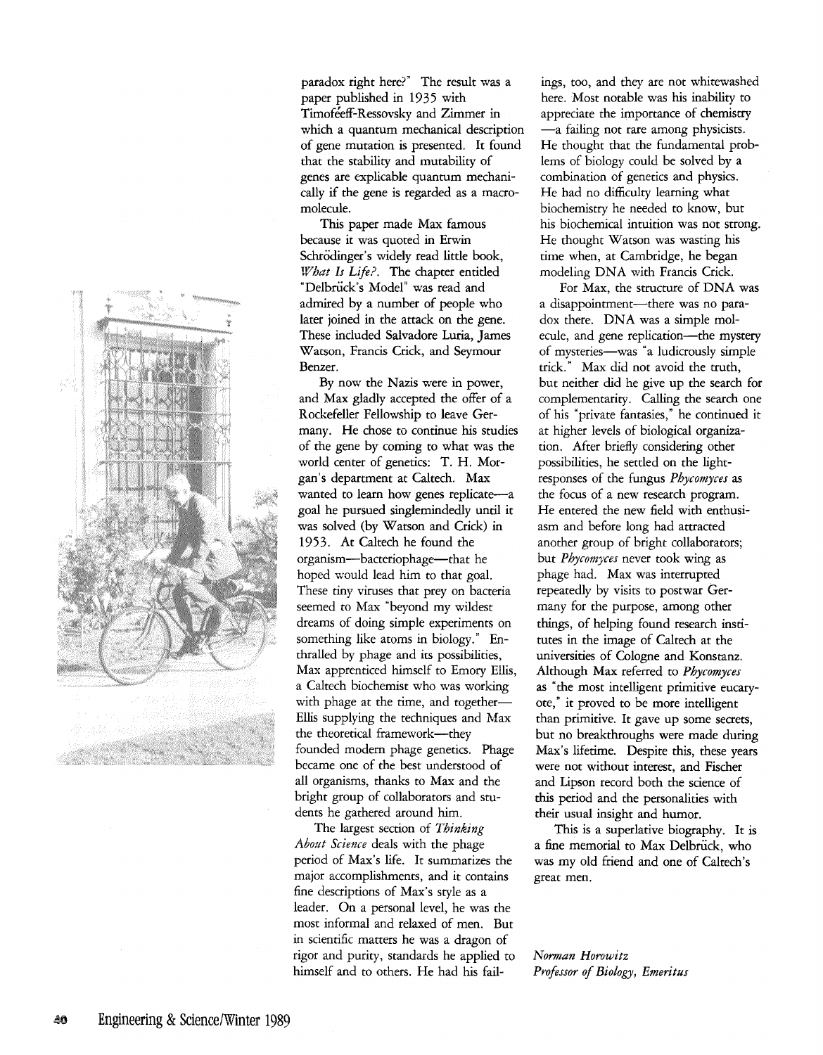paradox right here?" The result was a paper published in 1935 with Timoféeff-Ressovsky and Zimmer in which a quantum mechanical description of gene mutation is presented. It found that the stability and mutability of genes are explicable quantum mechanically if the gene is regarded as a macromolecule.

This paper made Max famous because it was quoted in Erwin Schrödinger's widely read little book, *What Is Life?*. The chapter entitled "Delbrück's Model" was read and admired by a number of people who later joined in the attack on the gene. These included Salvadore Luria, James Watson, Francis Crick, and Seymour Benzer.

By now the Nazis were in power, and Max gladly accepted the offer of a Rockefeller Fellowship to leave Germany. He chose to continue his studies of the gene by coming to what was the world center of genetics: T. H. Morgan's department at Caltech. Max wanted to learn how genes replicate—a goal he pursued singlemindedly until it was solved (by Watson and Crick) in 1953. At Caltech he found the organism—bacteriophage—that he hoped would lead him to that goal. These tiny viruses that prey on bacteria seemed to Max "beyond my wildest dreams of doing simple experiments on something like atoms in biology." Enthralled by phage and its possibilities, Max apprenticed himself to Emory Ellis, a Caltech biochemist who was working with phage at the time, and together—Ellis supplying the techniques and Max the theoretical framework—they founded modern phage genetics. Phage became one of the best understood of all organisms, thanks to Max and the bright group of collaborators and students he gathered around him.

The largest section of *Thinking About Science* deals with the phage period of Max's life. It summarizes the major accomplishments, and it contains fine descriptions of Max's style as a leader. On a personal level, he was the most informal and relaxed of men. But in scientific matters he was a dragon of rigor and purity, standards he applied to himself and to others. He had his failings, too, and they are not whitewashed here. Most notable was his inability to appreciate the importance of chemistry —a failing not rare among physicists. He thought that the fundamental problems of biology could be solved by a combination of genetics and physics. He had no difficulty learning what biochemistry he needed to know, but his biochemical intuition was not strong. He thought Watson was wasting his time when, at Cambridge, he began modeling DNA with Francis Crick.

For Max, the structure of DNA was a disappointment—there was no paradox there. DNA was a simple molecule, and gene replication—the mystery of mysteries—was "a ludicrously simple trick." Max did not avoid the truth, but neither did he give up the search for complementarity. Calling the search one of his "private fantasies," he continued it at higher levels of biological organization. After briefly considering other possibilities, he settled on the light-responses of the fungus *Phycomyces* as the focus of a new research program. He entered the new field with enthusiasm and before long had attracted another group of bright collaborators; but *Phycomyces* never took wing as phage had. Max was interrupted repeatedly by visits to postwar Germany for the purpose, among other things, of helping found research institutes in the image of Caltech at the universities of Cologne and Konstanz. Although Max referred to *Phycomyces* as "the most intelligent primitive eucaryote," it proved to be more intelligent than primitive. It gave up some secrets, but no breakthroughs were made during Max's lifetime. Despite this, these years were not without interest, and Fischer and Lipson record both the science of this period and the personalities with their usual insight and humor.

This is a superlative biography. It is a fine memorial to Max Delbrück, who was my old friend and one of Caltech's great men.

*Norman Horowitz*
*Professor of Biology, Emeritus*